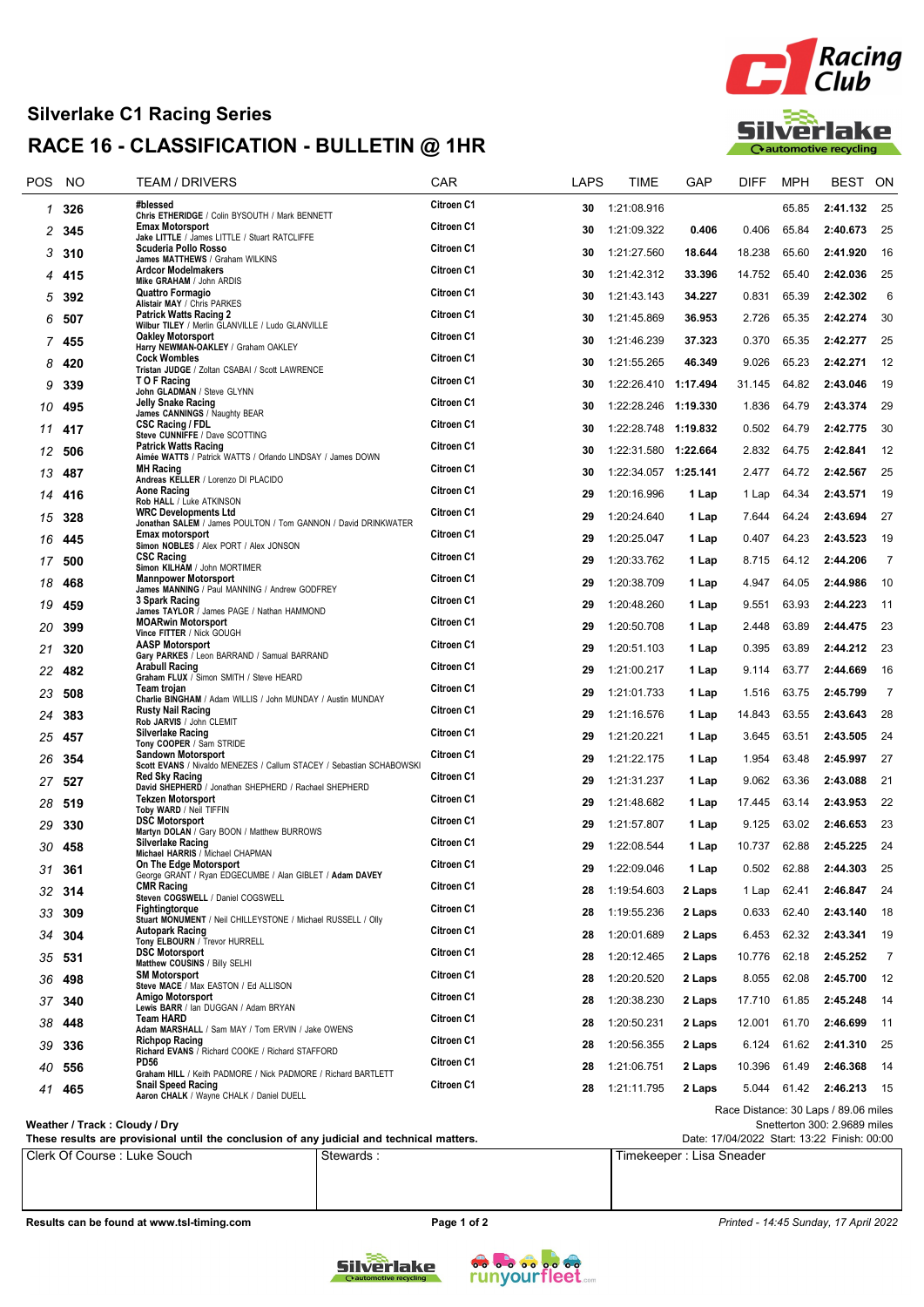# Silverlake C1 Racing Series

## RACE 16 - CLASSIFICATION - BULLETIN @ 1HR

| POS | NO | TEAM / DRIVERS | CAR | LAPS | TIME | GAP | DIFF | MPH | BEST | ON |
|---|---|---|---|---|---|---|---|---|---|---|
| 1 | 326 | #blessed<br>Chris ETHERIDGE / Colin BYSOUTH / Mark BENNETT | Citroen C1 | 30 | 1:21:08.916 | | | 65.85 | 2:41.132 | 25 |
| 2 | 345 | Emax Motorsport<br>Jake LITTLE / James LITTLE / Stuart RATCLIFFE | Citroen C1 | 30 | 1:21:09.322 | 0.406 | 0.406 | 65.84 | 2:40.673 | 25 |
| 3 | 310 | Scuderia Pollo Rosso<br>James MATTHEWS / Graham WILKINS | Citroen C1 | 30 | 1:21:27.560 | 18.644 | 18.238 | 65.60 | 2:41.920 | 16 |
| 4 | 415 | Ardcor Modelmakers<br>Mike GRAHAM / John ARDIS | Citroen C1 | 30 | 1:21:42.312 | 33.396 | 14.752 | 65.40 | 2:42.036 | 25 |
| 5 | 392 | Quattro Formagio<br>Alistair MAY / Chris PARKES | Citroen C1 | 30 | 1:21:43.143 | 34.227 | 0.831 | 65.39 | 2:42.302 | 6 |
| 6 | 507 | Patrick Watts Racing 2<br>Wilbur TILEY / Merlin GLANVILLE / Ludo GLANVILLE | Citroen C1 | 30 | 1:21:45.869 | 36.953 | 2.726 | 65.35 | 2:42.274 | 30 |
| 7 | 455 | Oakley Motorsport<br>Harry NEWMAN-OAKLEY / Graham OAKLEY | Citroen C1 | 30 | 1:21:46.239 | 37.323 | 0.370 | 65.35 | 2:42.277 | 25 |
| 8 | 420 | Cock Wombles<br>Tristan JUDGE / Zoltan CSABAI / Scott LAWRENCE | Citroen C1 | 30 | 1:21:55.265 | 46.349 | 9.026 | 65.23 | 2:42.271 | 12 |
| 9 | 339 | T O F Racing<br>John GLADMAN / Steve GLYNN | Citroen C1 | 30 | 1:22:26.410 | 1:17.494 | 31.145 | 64.82 | 2:43.046 | 19 |
| 10 | 495 | Jelly Snake Racing<br>James CANNINGS / Naughty BEAR | Citroen C1 | 30 | 1:22:28.246 | 1:19.330 | 1.836 | 64.79 | 2:43.374 | 29 |
| 11 | 417 | CSC Racing / FDL<br>Steve CUNNIFFE / Dave SCOTTING | Citroen C1 | 30 | 1:22:28.748 | 1:19.832 | 0.502 | 64.79 | 2:42.775 | 30 |
| 12 | 506 | Patrick Watts Racing<br>Aimée WATTS / Patrick WATTS / Orlando LINDSAY / James DOWN | Citroen C1 | 30 | 1:22:31.580 | 1:22.664 | 2.832 | 64.75 | 2:42.841 | 12 |
| 13 | 487 | MH Racing<br>Andreas KELLER / Lorenzo DI PLACIDO | Citroen C1 | 30 | 1:22:34.057 | 1:25.141 | 2.477 | 64.72 | 2:42.567 | 25 |
| 14 | 416 | Aone Racing<br>Rob HALL / Luke ATKINSON | Citroen C1 | 29 | 1:20:16.996 | 1 Lap | 1 Lap | 64.34 | 2:43.571 | 19 |
| 15 | 328 | WRC Developments Ltd<br>Jonathan SALEM / James POULTON / Tom GANNON / David DRINKWATER | Citroen C1 | 29 | 1:20:24.640 | 1 Lap | 7.644 | 64.24 | 2:43.694 | 27 |
| 16 | 445 | Emax motorsport<br>Simon NOBLES / Alex PORT / Alex JONSON | Citroen C1 | 29 | 1:20:25.047 | 1 Lap | 0.407 | 64.23 | 2:43.523 | 19 |
| 17 | 500 | CSC Racing<br>Simon KILHAM / John MORTIMER | Citroen C1 | 29 | 1:20:33.762 | 1 Lap | 8.715 | 64.12 | 2:44.206 | 7 |
| 18 | 468 | Mannpower Motorsport<br>James MANNING / Paul MANNING / Andrew GODFREY | Citroen C1 | 29 | 1:20:38.709 | 1 Lap | 4.947 | 64.05 | 2:44.986 | 10 |
| 19 | 459 | 3 Spark Racing<br>James TAYLOR / James PAGE / Nathan HAMMOND | Citroen C1 | 29 | 1:20:48.260 | 1 Lap | 9.551 | 63.93 | 2:44.223 | 11 |
| 20 | 399 | MOARwin Motorsport<br>Vince FITTER / Nick GOUGH | Citroen C1 | 29 | 1:20:50.708 | 1 Lap | 2.448 | 63.89 | 2:44.475 | 23 |
| 21 | 320 | AASP Motorsport<br>Gary PARKES / Leon BARRAND / Samual BARRAND | Citroen C1 | 29 | 1:20:51.103 | 1 Lap | 0.395 | 63.89 | 2:44.212 | 23 |
| 22 | 482 | Arabull Racing<br>Graham FLUX / Simon SMITH / Steve HEARD | Citroen C1 | 29 | 1:21:00.217 | 1 Lap | 9.114 | 63.77 | 2:44.669 | 16 |
| 23 | 508 | Team trojan<br>Charlie BINGHAM / Adam WILLIS / John MUNDAY / Austin MUNDAY | Citroen C1 | 29 | 1:21:01.733 | 1 Lap | 1.516 | 63.75 | 2:45.799 | 7 |
| 24 | 383 | Rusty Nail Racing<br>Rob JARVIS / John CLEMIT | Citroen C1 | 29 | 1:21:16.576 | 1 Lap | 14.843 | 63.55 | 2:43.643 | 28 |
| 25 | 457 | Silverlake Racing<br>Tony COOPER / Sam STRIDE | Citroen C1 | 29 | 1:21:20.221 | 1 Lap | 3.645 | 63.51 | 2:43.505 | 24 |
| 26 | 354 | Sandown Motorsport<br>Scott EVANS / Nivaldo MENEZES / Callum STACEY / Sebastian SCHABOWSKI | Citroen C1 | 29 | 1:21:22.175 | 1 Lap | 1.954 | 63.48 | 2:45.997 | 27 |
| 27 | 527 | Red Sky Racing<br>David SHEPHERD / Jonathan SHEPHERD / Rachael SHEPHERD | Citroen C1 | 29 | 1:21:31.237 | 1 Lap | 9.062 | 63.36 | 2:43.088 | 21 |
| 28 | 519 | Tekzen Motorsport<br>Toby WARD / Neil TIFFIN | Citroen C1 | 29 | 1:21:48.682 | 1 Lap | 17.445 | 63.14 | 2:43.953 | 22 |
| 29 | 330 | DSC Motorsport<br>Martyn DOLAN / Gary BOON / Matthew BURROWS | Citroen C1 | 29 | 1:21:57.807 | 1 Lap | 9.125 | 63.02 | 2:46.653 | 23 |
| 30 | 458 | Silverlake Racing<br>Michael HARRIS / Michael CHAPMAN | Citroen C1 | 29 | 1:22:08.544 | 1 Lap | 10.737 | 62.88 | 2:45.225 | 24 |
| 31 | 361 | On The Edge Motorsport<br>George GRANT / Ryan EDGECUMBE / Alan GIBLET / Adam DAVEY | Citroen C1 | 29 | 1:22:09.046 | 1 Lap | 0.502 | 62.88 | 2:44.303 | 25 |
| 32 | 314 | CMR Racing<br>Steven COGSWELL / Daniel COGSWELL | Citroen C1 | 28 | 1:19:54.603 | 2 Laps | 1 Lap | 62.41 | 2:46.847 | 24 |
| 33 | 309 | Fightingtorque<br>Stuart MONUMENT / Neil CHILLEYSTONE / Michael RUSSELL / Olly | Citroen C1 | 28 | 1:19:55.236 | 2 Laps | 0.633 | 62.40 | 2:43.140 | 18 |
| 34 | 304 | Autopark Racing<br>Tony ELBOURN / Trevor HURRELL | Citroen C1 | 28 | 1:20:01.689 | 2 Laps | 6.453 | 62.32 | 2:43.341 | 19 |
| 35 | 531 | DSC Motorsport<br>Matthew COUSINS / Billy SELHI | Citroen C1 | 28 | 1:20:12.465 | 2 Laps | 10.776 | 62.18 | 2:45.252 | 7 |
| 36 | 498 | SM Motorsport<br>Steve MACE / Max EASTON / Ed ALLISON | Citroen C1 | 28 | 1:20:20.520 | 2 Laps | 8.055 | 62.08 | 2:45.700 | 12 |
| 37 | 340 | Amigo Motorsport<br>Lewis BARR / Ian DUGGAN / Adam BRYAN | Citroen C1 | 28 | 1:20:38.230 | 2 Laps | 17.710 | 61.85 | 2:45.248 | 14 |
| 38 | 448 | Team HARD<br>Adam MARSHALL / Sam MAY / Tom ERVIN / Jake OWENS | Citroen C1 | 28 | 1:20:50.231 | 2 Laps | 12.001 | 61.70 | 2:46.699 | 11 |
| 39 | 336 | Richpop Racing<br>Richard EVANS / Richard COOKE / Richard STAFFORD | Citroen C1 | 28 | 1:20:56.355 | 2 Laps | 6.124 | 61.62 | 2:41.310 | 25 |
| 40 | 556 | PD56<br>Graham HILL / Keith PADMORE / Nick PADMORE / Richard BARTLETT | Citroen C1 | 28 | 1:21:06.751 | 2 Laps | 10.396 | 61.49 | 2:46.368 | 14 |
| 41 | 465 | Snail Speed Racing<br>Aaron CHALK / Wayne CHALK / Daniel DUELL | Citroen C1 | 28 | 1:21:11.795 | 2 Laps | 5.044 | 61.42 | 2:46.213 | 15 |

Race Distance: 30 Laps / 89.06 miles
Snetterton 300: 2.9689 miles
Date: 17/04/2022 Start: 13:22 Finish: 00:00

**Weather / Track : Cloudy / Dry**
**These results are provisional until the conclusion of any judicial and technical matters.**

| Clerk Of Course : Luke Souch | Stewards : | Timekeeper : Lisa Sneader |
|---|---|---|

**Results can be found at www.tsl-timing.com**

*Printed - 14:45 Sunday, 17 April 2022*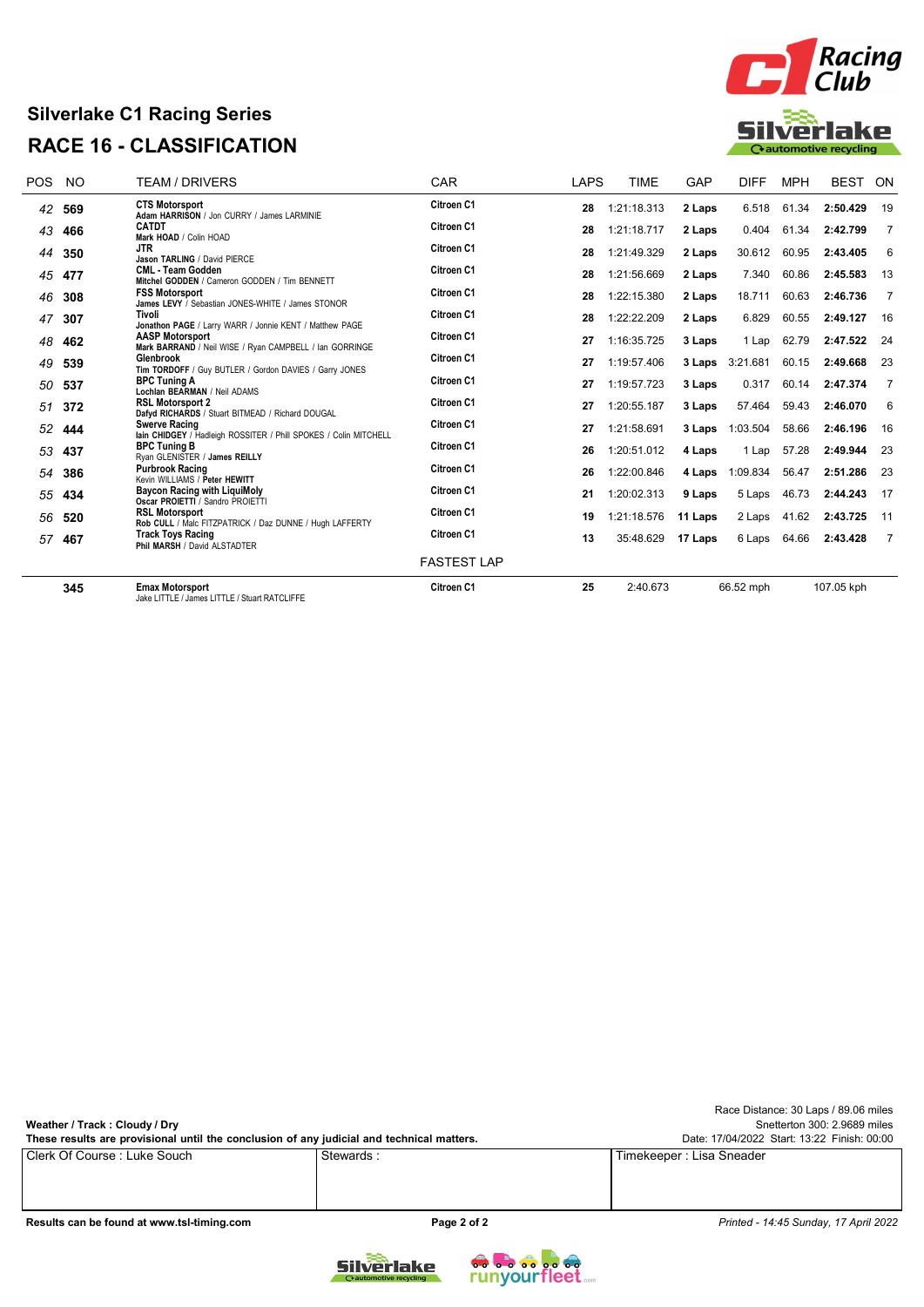## Silverlake C1 Racing Series

## RACE 16 - CLASSIFICATION

| POS | NO | TEAM / DRIVERS | CAR | LAPS | TIME | GAP | DIFF | MPH | BEST | ON |
|---|---|---|---|---|---|---|---|---|---|---|
| 42 | 569 | **CTS Motorsport** **Adam HARRISON** / Jon CURRY / James LARMINIE | Citroen C1 | 28 | 1:21:18.313 | 2 Laps | 6.518 | 61.34 | 2:50.429 | 19 |
| 43 | 466 | **CATDT** **Mark HOAD** / Colin HOAD | Citroen C1 | 28 | 1:21:18.717 | 2 Laps | 0.404 | 61.34 | 2:42.799 | 7 |
| 44 | 350 | **JTR** **Jason TARLING** / David PIERCE | Citroen C1 | 28 | 1:21:49.329 | 2 Laps | 30.612 | 60.95 | 2:43.405 | 6 |
| 45 | 477 | **CML - Team Godden** **Mitchel GODDEN** / Cameron GODDEN / Tim BENNETT | Citroen C1 | 28 | 1:21:56.669 | 2 Laps | 7.340 | 60.86 | 2:45.583 | 13 |
| 46 | 308 | **FSS Motorsport** **James LEVY** / Sebastian JONES-WHITE / James STONOR | Citroen C1 | 28 | 1:22:15.380 | 2 Laps | 18.711 | 60.63 | 2:46.736 | 7 |
| 47 | 307 | **Tivoli** **Jonathon PAGE** / Larry WARR / Jonnie KENT / Matthew PAGE | Citroen C1 | 28 | 1:22:22.209 | 2 Laps | 6.829 | 60.55 | 2:49.127 | 16 |
| 48 | 462 | **AASP Motorsport** **Mark BARRAND** / Neil WISE / Ryan CAMPBELL / Ian GORRINGE | Citroen C1 | 27 | 1:16:35.725 | 3 Laps | 1 Lap | 62.79 | 2:47.522 | 24 |
| 49 | 539 | **Glenbrook** **Tim TORDOFF** / Guy BUTLER / Gordon DAVIES / Garry JONES | Citroen C1 | 27 | 1:19:57.406 | 3 Laps | 3:21.681 | 60.15 | 2:49.668 | 23 |
| 50 | 537 | **BPC Tuning A** **Lochlan BEARMAN** / Neil ADAMS | Citroen C1 | 27 | 1:19:57.723 | 3 Laps | 0.317 | 60.14 | 2:47.374 | 7 |
| 51 | 372 | **RSL Motorsport 2** **Dafyd RICHARDS** / Stuart BITMEAD / Richard DOUGAL | Citroen C1 | 27 | 1:20:55.187 | 3 Laps | 57.464 | 59.43 | 2:46.070 | 6 |
| 52 | 444 | **Swerve Racing** **Iain CHIDGEY** / Hadleigh ROSSITER / Phill SPOKES / Colin MITCHELL | Citroen C1 | 27 | 1:21:58.691 | 3 Laps | 1:03.504 | 58.66 | 2:46.196 | 16 |
| 53 | 437 | **BPC Tuning B** Ryan GLENISTER / **James REILLY** | Citroen C1 | 26 | 1:20:51.012 | 4 Laps | 1 Lap | 57.28 | 2:49.944 | 23 |
| 54 | 386 | **Purbrook Racing** Kevin WILLIAMS / **Peter HEWITT** | Citroen C1 | 26 | 1:22:00.846 | 4 Laps | 1:09.834 | 56.47 | 2:51.286 | 23 |
| 55 | 434 | **Baycon Racing with LiquiMoly** **Oscar PROIETTI** / Sandro PROIETTI | Citroen C1 | 21 | 1:20:02.313 | 9 Laps | 5 Laps | 46.73 | 2:44.243 | 17 |
| 56 | 520 | **RSL Motorsport** **Rob CULL** / Malc FITZPATRICK / Daz DUNNE / Hugh LAFFERTY | Citroen C1 | 19 | 1:21:18.576 | 11 Laps | 2 Laps | 41.62 | 2:43.725 | 11 |
| 57 | 467 | **Track Toys Racing** **Phil MARSH** / David ALSTADTER | Citroen C1 | 13 | 35:48.629 | 17 Laps | 6 Laps | 64.66 | 2:43.428 | 7 |

### FASTEST LAP

| NO | TEAM / DRIVERS | CAR | LAP | TIME | MPH | KPH |
|---|---|---|---|---|---|---|
| 345 | **Emax Motorsport** Jake LITTLE / James LITTLE / Stuart RATCLIFFE | Citroen C1 | 25 | 2:40.673 | 66.52 mph | 107.05 kph |

**Weather / Track : Cloudy / Dry**

**These results are provisional until the conclusion of any judicial and technical matters.**

Race Distance: 30 Laps / 89.06 miles
Snetterton 300: 2.9689 miles
Date: 17/04/2022 Start: 13:22 Finish: 00:00

| Clerk Of Course : Luke Souch | Stewards : | Timekeeper : Lisa Sneader |
|---|---|---|

**Results can be found at www.tsl-timing.com**

*Printed - 14:45 Sunday, 17 April 2022*